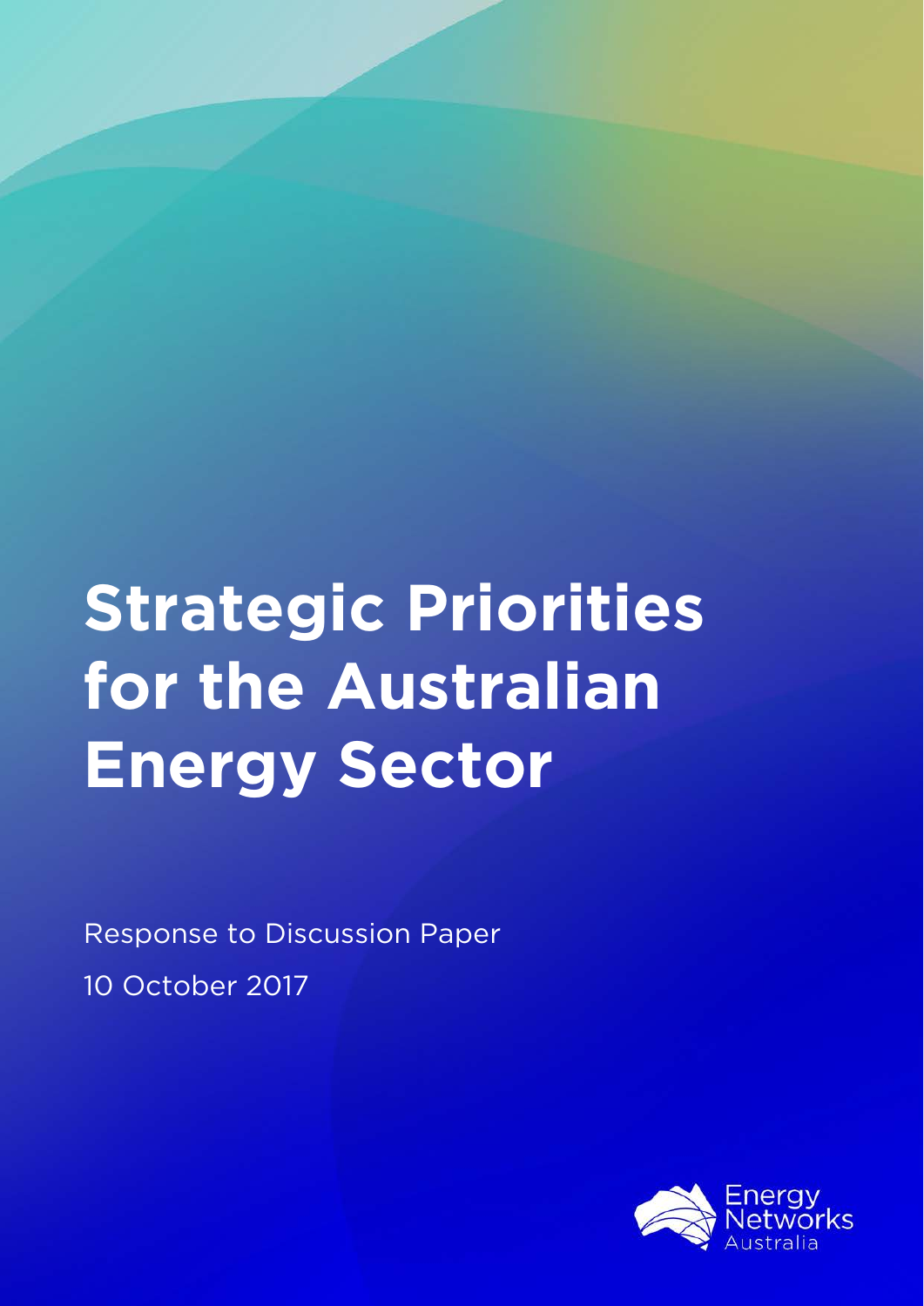# Strategic Priorities for the Australian Energy Sector

Response to Discussion Paper

10 October 2017

Energy Networks Australia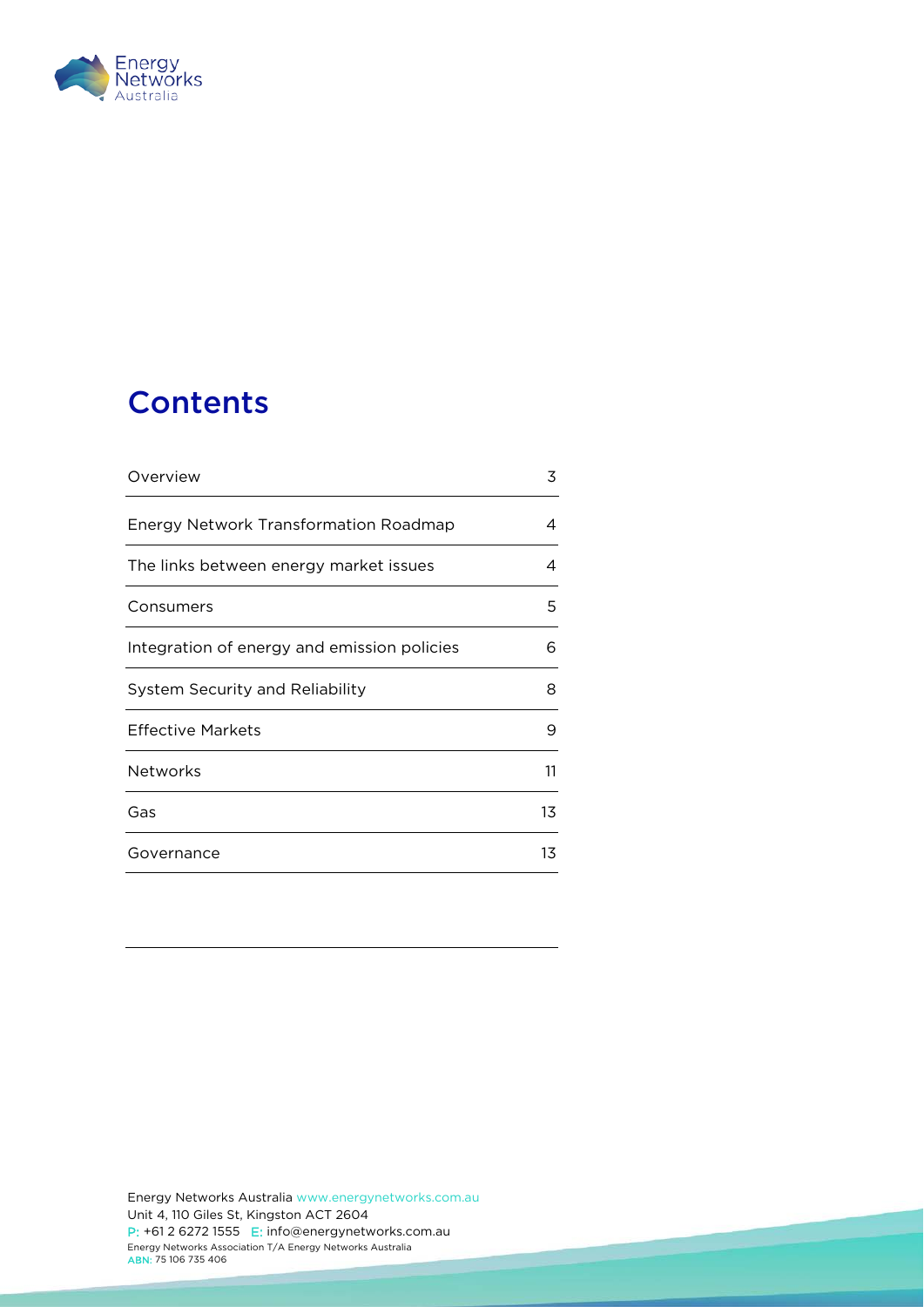# Contents

| | |
|---|---|
| Overview | 3 |
| Energy Network Transformation Roadmap | 4 |
| The links between energy market issues | 4 |
| Consumers | 5 |
| Integration of energy and emission policies | 6 |
| System Security and Reliability | 8 |
| Effective Markets | 9 |
| Networks | 11 |
| Gas | 13 |
| Governance | 13 |

Energy Networks Australia www.energynetworks.com.au
Unit 4, 110 Giles St, Kingston ACT 2604
P: +61 2 6272 1555 E: info@energynetworks.com.au
Energy Networks Association T/A Energy Networks Australia
ABN: 75 106 735 406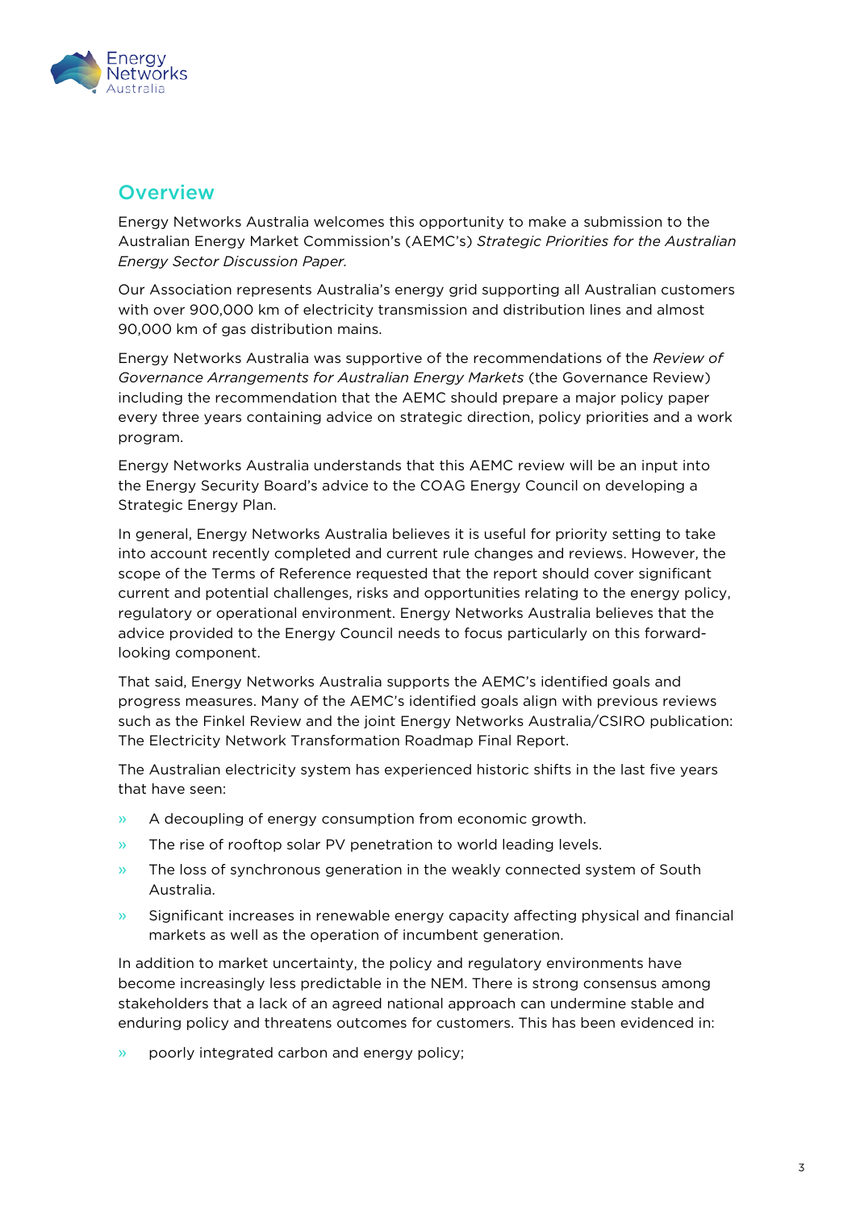## Overview

Energy Networks Australia welcomes this opportunity to make a submission to the Australian Energy Market Commission's (AEMC's) *Strategic Priorities for the Australian Energy Sector Discussion Paper.*

Our Association represents Australia's energy grid supporting all Australian customers with over 900,000 km of electricity transmission and distribution lines and almost 90,000 km of gas distribution mains.

Energy Networks Australia was supportive of the recommendations of the *Review of Governance Arrangements for Australian Energy Markets* (the Governance Review) including the recommendation that the AEMC should prepare a major policy paper every three years containing advice on strategic direction, policy priorities and a work program.

Energy Networks Australia understands that this AEMC review will be an input into the Energy Security Board's advice to the COAG Energy Council on developing a Strategic Energy Plan.

In general, Energy Networks Australia believes it is useful for priority setting to take into account recently completed and current rule changes and reviews. However, the scope of the Terms of Reference requested that the report should cover significant current and potential challenges, risks and opportunities relating to the energy policy, regulatory or operational environment. Energy Networks Australia believes that the advice provided to the Energy Council needs to focus particularly on this forward-looking component.

That said, Energy Networks Australia supports the AEMC's identified goals and progress measures. Many of the AEMC's identified goals align with previous reviews such as the Finkel Review and the joint Energy Networks Australia/CSIRO publication: The Electricity Network Transformation Roadmap Final Report.

The Australian electricity system has experienced historic shifts in the last five years that have seen:

- A decoupling of energy consumption from economic growth.
- The rise of rooftop solar PV penetration to world leading levels.
- The loss of synchronous generation in the weakly connected system of South Australia.
- Significant increases in renewable energy capacity affecting physical and financial markets as well as the operation of incumbent generation.

In addition to market uncertainty, the policy and regulatory environments have become increasingly less predictable in the NEM. There is strong consensus among stakeholders that a lack of an agreed national approach can undermine stable and enduring policy and threatens outcomes for customers. This has been evidenced in:

- poorly integrated carbon and energy policy;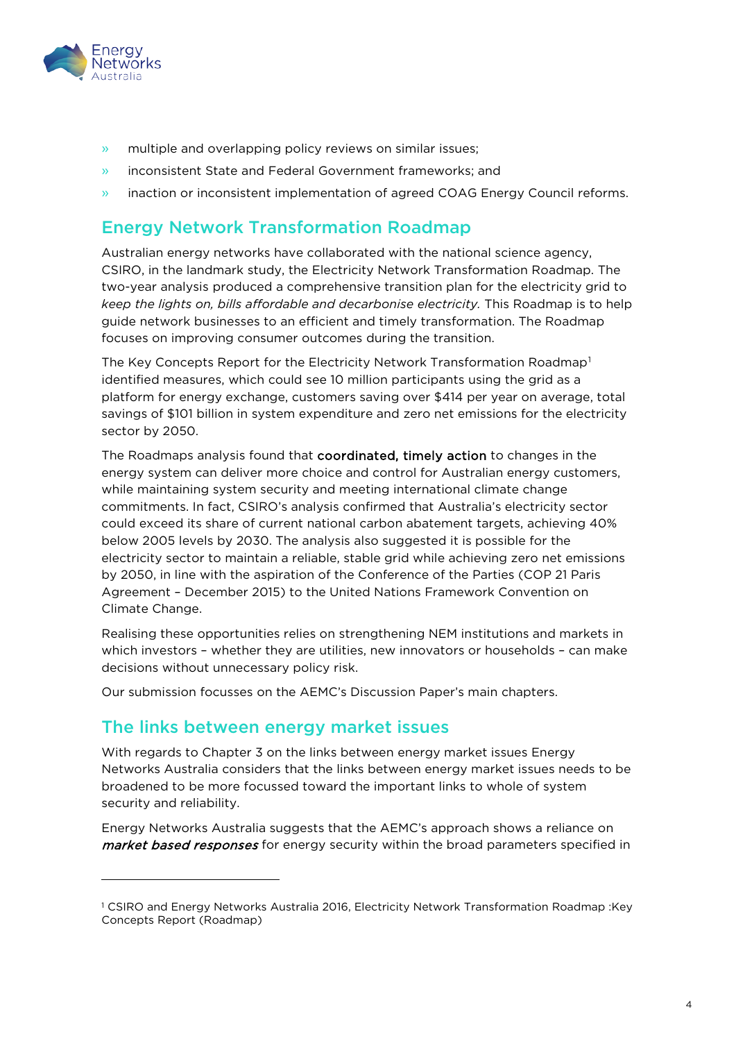- multiple and overlapping policy reviews on similar issues;
- inconsistent State and Federal Government frameworks; and
- inaction or inconsistent implementation of agreed COAG Energy Council reforms.

## Energy Network Transformation Roadmap

Australian energy networks have collaborated with the national science agency, CSIRO, in the landmark study, the Electricity Network Transformation Roadmap. The two-year analysis produced a comprehensive transition plan for the electricity grid to *keep the lights on, bills affordable and decarbonise electricity.* This Roadmap is to help guide network businesses to an efficient and timely transformation. The Roadmap focuses on improving consumer outcomes during the transition.

The Key Concepts Report for the Electricity Network Transformation Roadmap[1] identified measures, which could see 10 million participants using the grid as a platform for energy exchange, customers saving over $414 per year on average, total savings of $101 billion in system expenditure and zero net emissions for the electricity sector by 2050.

The Roadmaps analysis found that **coordinated, timely action** to changes in the energy system can deliver more choice and control for Australian energy customers, while maintaining system security and meeting international climate change commitments. In fact, CSIRO's analysis confirmed that Australia's electricity sector could exceed its share of current national carbon abatement targets, achieving 40% below 2005 levels by 2030. The analysis also suggested it is possible for the electricity sector to maintain a reliable, stable grid while achieving zero net emissions by 2050, in line with the aspiration of the Conference of the Parties (COP 21 Paris Agreement – December 2015) to the United Nations Framework Convention on Climate Change.

Realising these opportunities relies on strengthening NEM institutions and markets in which investors – whether they are utilities, new innovators or households – can make decisions without unnecessary policy risk.

Our submission focusses on the AEMC's Discussion Paper's main chapters.

## The links between energy market issues

With regards to Chapter 3 on the links between energy market issues Energy Networks Australia considers that the links between energy market issues needs to be broadened to be more focussed toward the important links to whole of system security and reliability.

Energy Networks Australia suggests that the AEMC's approach shows a reliance on ***market based responses*** for energy security within the broad parameters specified in

---

[1] CSIRO and Energy Networks Australia 2016, Electricity Network Transformation Roadmap :Key Concepts Report (Roadmap)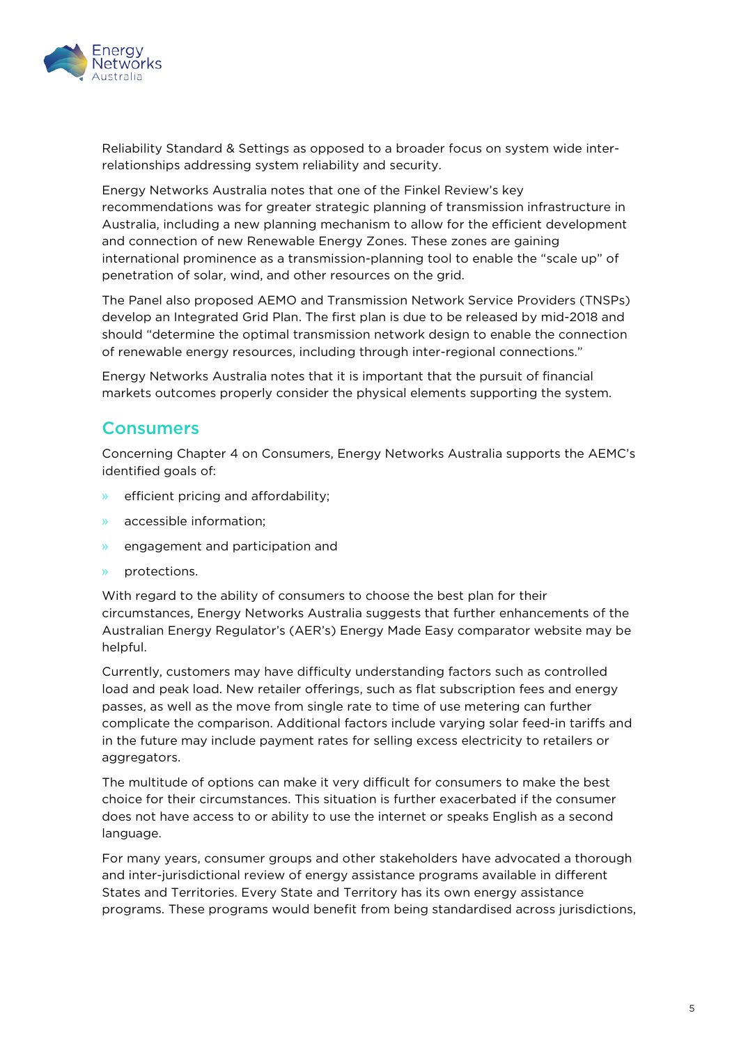Reliability Standard & Settings as opposed to a broader focus on system wide inter-relationships addressing system reliability and security.

Energy Networks Australia notes that one of the Finkel Review's key recommendations was for greater strategic planning of transmission infrastructure in Australia, including a new planning mechanism to allow for the efficient development and connection of new Renewable Energy Zones. These zones are gaining international prominence as a transmission-planning tool to enable the "scale up" of penetration of solar, wind, and other resources on the grid.

The Panel also proposed AEMO and Transmission Network Service Providers (TNSPs) develop an Integrated Grid Plan. The first plan is due to be released by mid-2018 and should "determine the optimal transmission network design to enable the connection of renewable energy resources, including through inter-regional connections."

Energy Networks Australia notes that it is important that the pursuit of financial markets outcomes properly consider the physical elements supporting the system.

## Consumers

Concerning Chapter 4 on Consumers, Energy Networks Australia supports the AEMC's identified goals of:

- efficient pricing and affordability;
- accessible information;
- engagement and participation and
- protections.

With regard to the ability of consumers to choose the best plan for their circumstances, Energy Networks Australia suggests that further enhancements of the Australian Energy Regulator's (AER's) Energy Made Easy comparator website may be helpful.

Currently, customers may have difficulty understanding factors such as controlled load and peak load. New retailer offerings, such as flat subscription fees and energy passes, as well as the move from single rate to time of use metering can further complicate the comparison. Additional factors include varying solar feed-in tariffs and in the future may include payment rates for selling excess electricity to retailers or aggregators.

The multitude of options can make it very difficult for consumers to make the best choice for their circumstances. This situation is further exacerbated if the consumer does not have access to or ability to use the internet or speaks English as a second language.

For many years, consumer groups and other stakeholders have advocated a thorough and inter-jurisdictional review of energy assistance programs available in different States and Territories. Every State and Territory has its own energy assistance programs. These programs would benefit from being standardised across jurisdictions,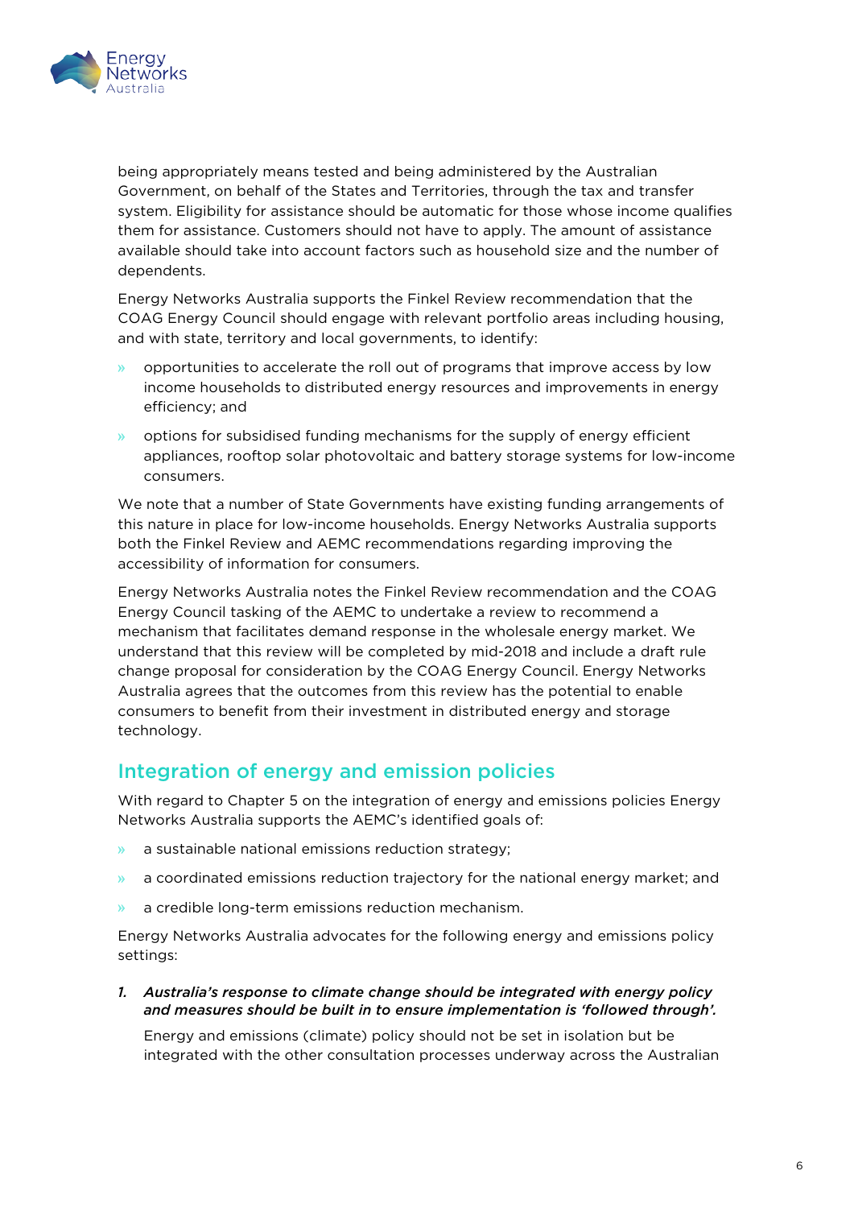being appropriately means tested and being administered by the Australian Government, on behalf of the States and Territories, through the tax and transfer system. Eligibility for assistance should be automatic for those whose income qualifies them for assistance. Customers should not have to apply. The amount of assistance available should take into account factors such as household size and the number of dependents.

Energy Networks Australia supports the Finkel Review recommendation that the COAG Energy Council should engage with relevant portfolio areas including housing, and with state, territory and local governments, to identify:

- opportunities to accelerate the roll out of programs that improve access by low income households to distributed energy resources and improvements in energy efficiency; and
- options for subsidised funding mechanisms for the supply of energy efficient appliances, rooftop solar photovoltaic and battery storage systems for low-income consumers.

We note that a number of State Governments have existing funding arrangements of this nature in place for low-income households. Energy Networks Australia supports both the Finkel Review and AEMC recommendations regarding improving the accessibility of information for consumers.

Energy Networks Australia notes the Finkel Review recommendation and the COAG Energy Council tasking of the AEMC to undertake a review to recommend a mechanism that facilitates demand response in the wholesale energy market. We understand that this review will be completed by mid-2018 and include a draft rule change proposal for consideration by the COAG Energy Council. Energy Networks Australia agrees that the outcomes from this review has the potential to enable consumers to benefit from their investment in distributed energy and storage technology.

## Integration of energy and emission policies

With regard to Chapter 5 on the integration of energy and emissions policies Energy Networks Australia supports the AEMC's identified goals of:

- a sustainable national emissions reduction strategy;
- a coordinated emissions reduction trajectory for the national energy market; and
- a credible long-term emissions reduction mechanism.

Energy Networks Australia advocates for the following energy and emissions policy settings:

1. ***Australia's response to climate change should be integrated with energy policy and measures should be built in to ensure implementation is 'followed through'.***

   Energy and emissions (climate) policy should not be set in isolation but be integrated with the other consultation processes underway across the Australian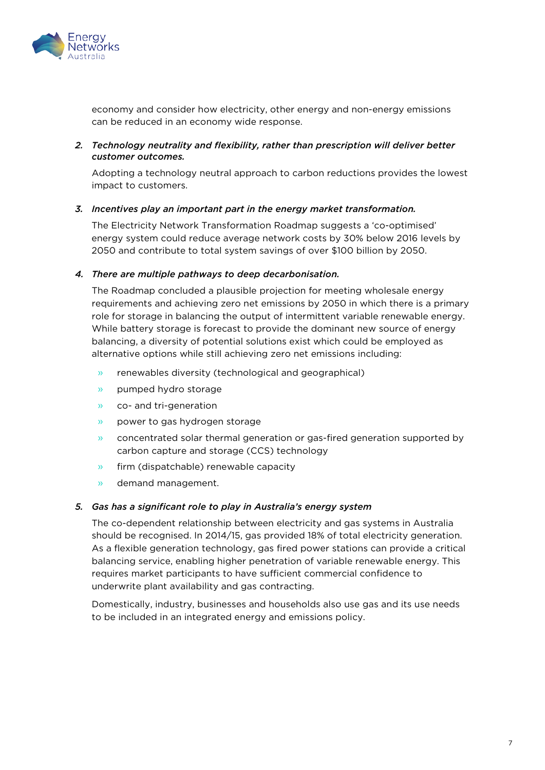economy and consider how electricity, other energy and non-energy emissions can be reduced in an economy wide response.

2. ***Technology neutrality and flexibility, rather than prescription will deliver better customer outcomes.***

   Adopting a technology neutral approach to carbon reductions provides the lowest impact to customers.

3. ***Incentives play an important part in the energy market transformation.***

   The Electricity Network Transformation Roadmap suggests a 'co-optimised' energy system could reduce average network costs by 30% below 2016 levels by 2050 and contribute to total system savings of over $100 billion by 2050.

4. ***There are multiple pathways to deep decarbonisation.***

   The Roadmap concluded a plausible projection for meeting wholesale energy requirements and achieving zero net emissions by 2050 in which there is a primary role for storage in balancing the output of intermittent variable renewable energy. While battery storage is forecast to provide the dominant new source of energy balancing, a diversity of potential solutions exist which could be employed as alternative options while still achieving zero net emissions including:

   - renewables diversity (technological and geographical)
   - pumped hydro storage
   - co- and tri-generation
   - power to gas hydrogen storage
   - concentrated solar thermal generation or gas-fired generation supported by carbon capture and storage (CCS) technology
   - firm (dispatchable) renewable capacity
   - demand management.

5. ***Gas has a significant role to play in Australia's energy system***

   The co-dependent relationship between electricity and gas systems in Australia should be recognised. In 2014/15, gas provided 18% of total electricity generation. As a flexible generation technology, gas fired power stations can provide a critical balancing service, enabling higher penetration of variable renewable energy. This requires market participants to have sufficient commercial confidence to underwrite plant availability and gas contracting.

   Domestically, industry, businesses and households also use gas and its use needs to be included in an integrated energy and emissions policy.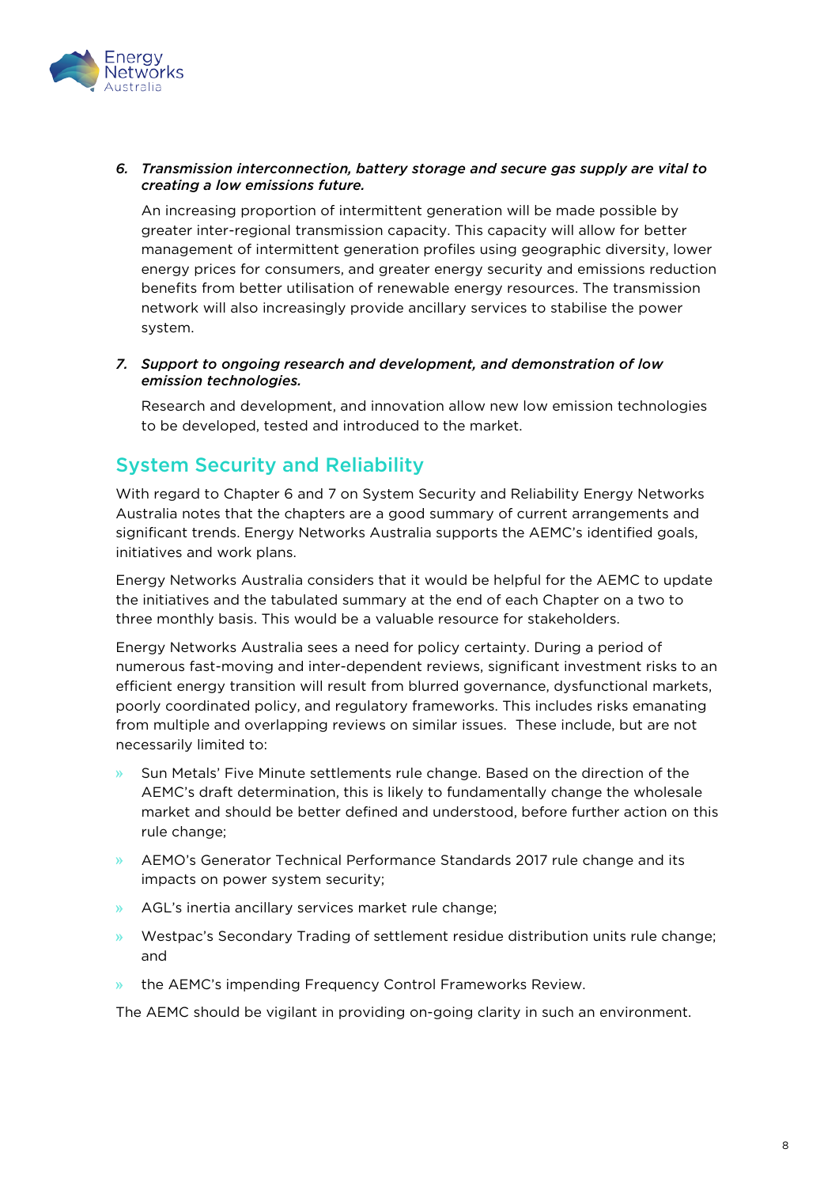6. ***Transmission interconnection, battery storage and secure gas supply are vital to creating a low emissions future.***

   An increasing proportion of intermittent generation will be made possible by greater inter-regional transmission capacity. This capacity will allow for better management of intermittent generation profiles using geographic diversity, lower energy prices for consumers, and greater energy security and emissions reduction benefits from better utilisation of renewable energy resources. The transmission network will also increasingly provide ancillary services to stabilise the power system.

7. ***Support to ongoing research and development, and demonstration of low emission technologies.***

   Research and development, and innovation allow new low emission technologies to be developed, tested and introduced to the market.

## System Security and Reliability

With regard to Chapter 6 and 7 on System Security and Reliability Energy Networks Australia notes that the chapters are a good summary of current arrangements and significant trends. Energy Networks Australia supports the AEMC's identified goals, initiatives and work plans.

Energy Networks Australia considers that it would be helpful for the AEMC to update the initiatives and the tabulated summary at the end of each Chapter on a two to three monthly basis. This would be a valuable resource for stakeholders.

Energy Networks Australia sees a need for policy certainty. During a period of numerous fast-moving and inter-dependent reviews, significant investment risks to an efficient energy transition will result from blurred governance, dysfunctional markets, poorly coordinated policy, and regulatory frameworks. This includes risks emanating from multiple and overlapping reviews on similar issues. These include, but are not necessarily limited to:

- Sun Metals' Five Minute settlements rule change. Based on the direction of the AEMC's draft determination, this is likely to fundamentally change the wholesale market and should be better defined and understood, before further action on this rule change;
- AEMO's Generator Technical Performance Standards 2017 rule change and its impacts on power system security;
- AGL's inertia ancillary services market rule change;
- Westpac's Secondary Trading of settlement residue distribution units rule change; and
- the AEMC's impending Frequency Control Frameworks Review.

The AEMC should be vigilant in providing on-going clarity in such an environment.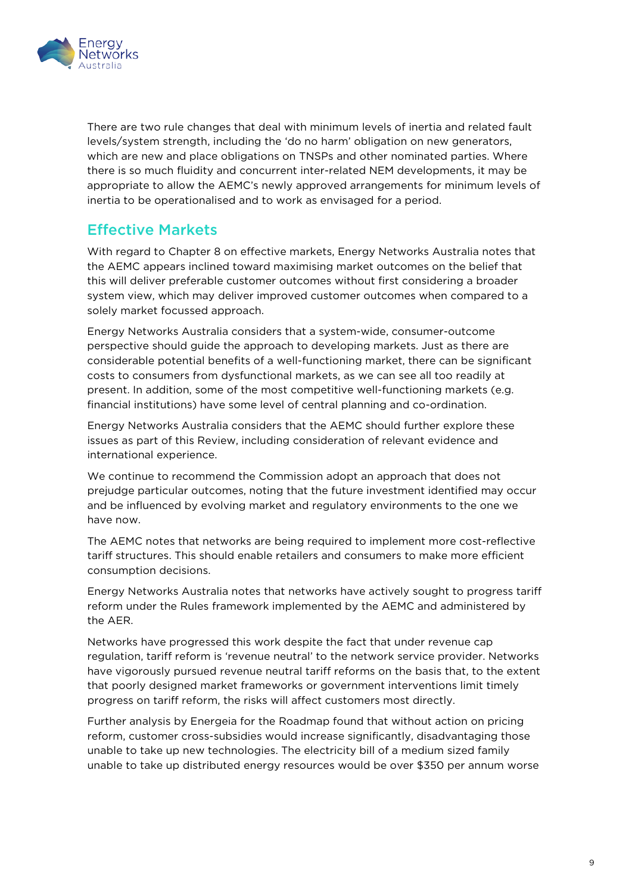There are two rule changes that deal with minimum levels of inertia and related fault levels/system strength, including the 'do no harm' obligation on new generators, which are new and place obligations on TNSPs and other nominated parties. Where there is so much fluidity and concurrent inter-related NEM developments, it may be appropriate to allow the AEMC's newly approved arrangements for minimum levels of inertia to be operationalised and to work as envisaged for a period.

## Effective Markets

With regard to Chapter 8 on effective markets, Energy Networks Australia notes that the AEMC appears inclined toward maximising market outcomes on the belief that this will deliver preferable customer outcomes without first considering a broader system view, which may deliver improved customer outcomes when compared to a solely market focussed approach.

Energy Networks Australia considers that a system-wide, consumer-outcome perspective should guide the approach to developing markets. Just as there are considerable potential benefits of a well-functioning market, there can be significant costs to consumers from dysfunctional markets, as we can see all too readily at present. In addition, some of the most competitive well-functioning markets (e.g. financial institutions) have some level of central planning and co-ordination.

Energy Networks Australia considers that the AEMC should further explore these issues as part of this Review, including consideration of relevant evidence and international experience.

We continue to recommend the Commission adopt an approach that does not prejudge particular outcomes, noting that the future investment identified may occur and be influenced by evolving market and regulatory environments to the one we have now.

The AEMC notes that networks are being required to implement more cost-reflective tariff structures. This should enable retailers and consumers to make more efficient consumption decisions.

Energy Networks Australia notes that networks have actively sought to progress tariff reform under the Rules framework implemented by the AEMC and administered by the AER.

Networks have progressed this work despite the fact that under revenue cap regulation, tariff reform is 'revenue neutral' to the network service provider. Networks have vigorously pursued revenue neutral tariff reforms on the basis that, to the extent that poorly designed market frameworks or government interventions limit timely progress on tariff reform, the risks will affect customers most directly.

Further analysis by Energeia for the Roadmap found that without action on pricing reform, customer cross-subsidies would increase significantly, disadvantaging those unable to take up new technologies. The electricity bill of a medium sized family unable to take up distributed energy resources would be over $350 per annum worse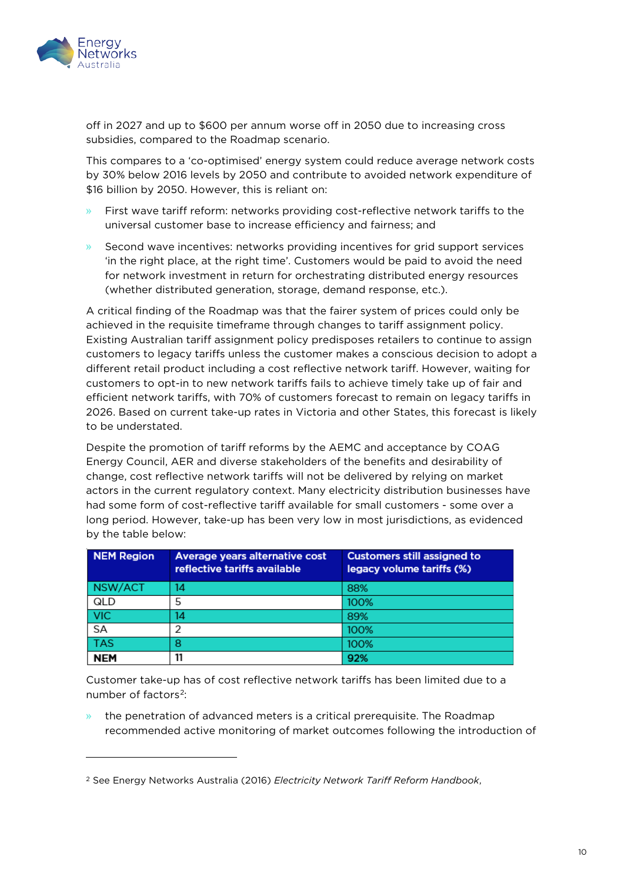off in 2027 and up to $600 per annum worse off in 2050 due to increasing cross subsidies, compared to the Roadmap scenario.

This compares to a 'co-optimised' energy system could reduce average network costs by 30% below 2016 levels by 2050 and contribute to avoided network expenditure of $16 billion by 2050. However, this is reliant on:

- First wave tariff reform: networks providing cost-reflective network tariffs to the universal customer base to increase efficiency and fairness; and
- Second wave incentives: networks providing incentives for grid support services 'in the right place, at the right time'. Customers would be paid to avoid the need for network investment in return for orchestrating distributed energy resources (whether distributed generation, storage, demand response, etc.).

A critical finding of the Roadmap was that the fairer system of prices could only be achieved in the requisite timeframe through changes to tariff assignment policy. Existing Australian tariff assignment policy predisposes retailers to continue to assign customers to legacy tariffs unless the customer makes a conscious decision to adopt a different retail product including a cost reflective network tariff. However, waiting for customers to opt-in to new network tariffs fails to achieve timely take up of fair and efficient network tariffs, with 70% of customers forecast to remain on legacy tariffs in 2026. Based on current take-up rates in Victoria and other States, this forecast is likely to be understated.

Despite the promotion of tariff reforms by the AEMC and acceptance by COAG Energy Council, AER and diverse stakeholders of the benefits and desirability of change, cost reflective network tariffs will not be delivered by relying on market actors in the current regulatory context. Many electricity distribution businesses have had some form of cost-reflective tariff available for small customers - some over a long period. However, take-up has been very low in most jurisdictions, as evidenced by the table below:

| NEM Region | Average years alternative cost reflective tariffs available | Customers still assigned to legacy volume tariffs (%) |
|---|---|---|
| NSW/ACT | 14 | 88% |
| QLD | 5 | 100% |
| VIC | 14 | 89% |
| SA | 2 | 100% |
| TAS | 8 | 100% |
| **NEM** | 11 | **92%** |

Customer take-up has of cost reflective network tariffs has been limited due to a number of factors[2]:

- the penetration of advanced meters is a critical prerequisite. The Roadmap recommended active monitoring of market outcomes following the introduction of

[2] See Energy Networks Australia (2016) *Electricity Network Tariff Reform Handbook*,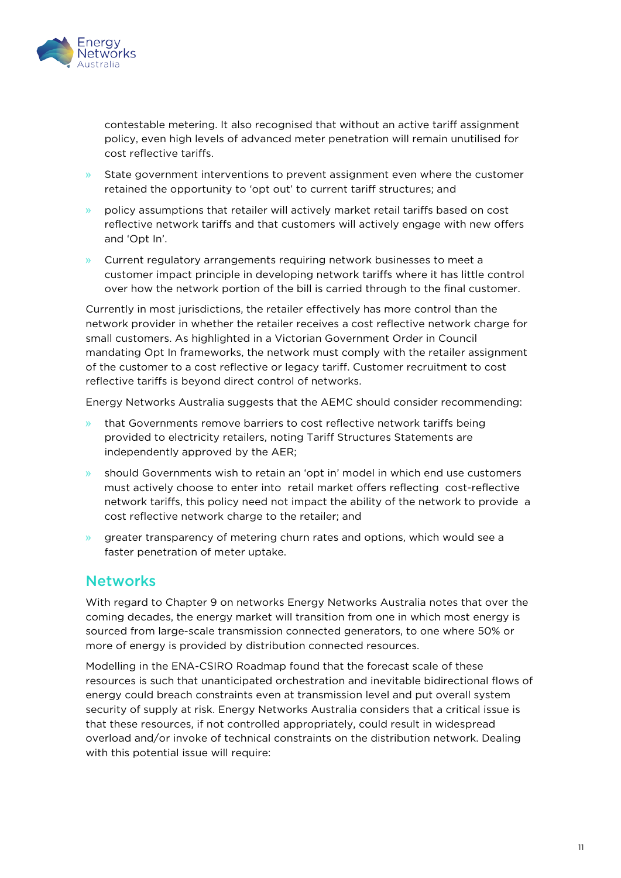contestable metering. It also recognised that without an active tariff assignment policy, even high levels of advanced meter penetration will remain unutilised for cost reflective tariffs.

- State government interventions to prevent assignment even where the customer retained the opportunity to 'opt out' to current tariff structures; and
- policy assumptions that retailer will actively market retail tariffs based on cost reflective network tariffs and that customers will actively engage with new offers and 'Opt In'.
- Current regulatory arrangements requiring network businesses to meet a customer impact principle in developing network tariffs where it has little control over how the network portion of the bill is carried through to the final customer.

Currently in most jurisdictions, the retailer effectively has more control than the network provider in whether the retailer receives a cost reflective network charge for small customers. As highlighted in a Victorian Government Order in Council mandating Opt In frameworks, the network must comply with the retailer assignment of the customer to a cost reflective or legacy tariff. Customer recruitment to cost reflective tariffs is beyond direct control of networks.

Energy Networks Australia suggests that the AEMC should consider recommending:

- that Governments remove barriers to cost reflective network tariffs being provided to electricity retailers, noting Tariff Structures Statements are independently approved by the AER;
- should Governments wish to retain an 'opt in' model in which end use customers must actively choose to enter into retail market offers reflecting cost-reflective network tariffs, this policy need not impact the ability of the network to provide a cost reflective network charge to the retailer; and
- greater transparency of metering churn rates and options, which would see a faster penetration of meter uptake.

## Networks

With regard to Chapter 9 on networks Energy Networks Australia notes that over the coming decades, the energy market will transition from one in which most energy is sourced from large-scale transmission connected generators, to one where 50% or more of energy is provided by distribution connected resources.

Modelling in the ENA-CSIRO Roadmap found that the forecast scale of these resources is such that unanticipated orchestration and inevitable bidirectional flows of energy could breach constraints even at transmission level and put overall system security of supply at risk. Energy Networks Australia considers that a critical issue is that these resources, if not controlled appropriately, could result in widespread overload and/or invoke of technical constraints on the distribution network. Dealing with this potential issue will require: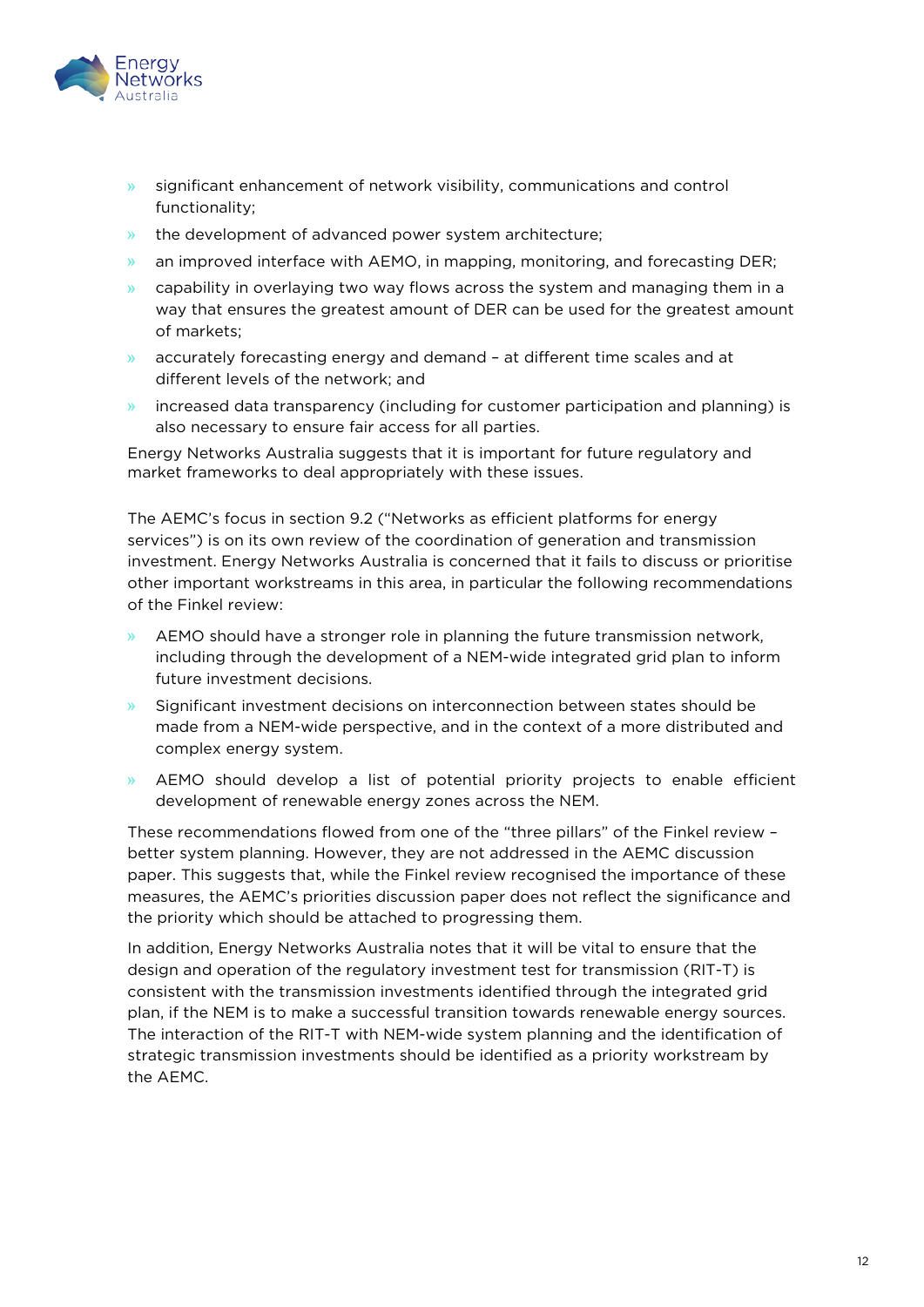- significant enhancement of network visibility, communications and control functionality;
- the development of advanced power system architecture;
- an improved interface with AEMO, in mapping, monitoring, and forecasting DER;
- capability in overlaying two way flows across the system and managing them in a way that ensures the greatest amount of DER can be used for the greatest amount of markets;
- accurately forecasting energy and demand – at different time scales and at different levels of the network; and
- increased data transparency (including for customer participation and planning) is also necessary to ensure fair access for all parties.

Energy Networks Australia suggests that it is important for future regulatory and market frameworks to deal appropriately with these issues.

The AEMC's focus in section 9.2 ("Networks as efficient platforms for energy services") is on its own review of the coordination of generation and transmission investment. Energy Networks Australia is concerned that it fails to discuss or prioritise other important workstreams in this area, in particular the following recommendations of the Finkel review:

- AEMO should have a stronger role in planning the future transmission network, including through the development of a NEM-wide integrated grid plan to inform future investment decisions.
- Significant investment decisions on interconnection between states should be made from a NEM-wide perspective, and in the context of a more distributed and complex energy system.
- AEMO should develop a list of potential priority projects to enable efficient development of renewable energy zones across the NEM.

These recommendations flowed from one of the "three pillars" of the Finkel review – better system planning. However, they are not addressed in the AEMC discussion paper. This suggests that, while the Finkel review recognised the importance of these measures, the AEMC's priorities discussion paper does not reflect the significance and the priority which should be attached to progressing them.

In addition, Energy Networks Australia notes that it will be vital to ensure that the design and operation of the regulatory investment test for transmission (RIT-T) is consistent with the transmission investments identified through the integrated grid plan, if the NEM is to make a successful transition towards renewable energy sources. The interaction of the RIT-T with NEM-wide system planning and the identification of strategic transmission investments should be identified as a priority workstream by the AEMC.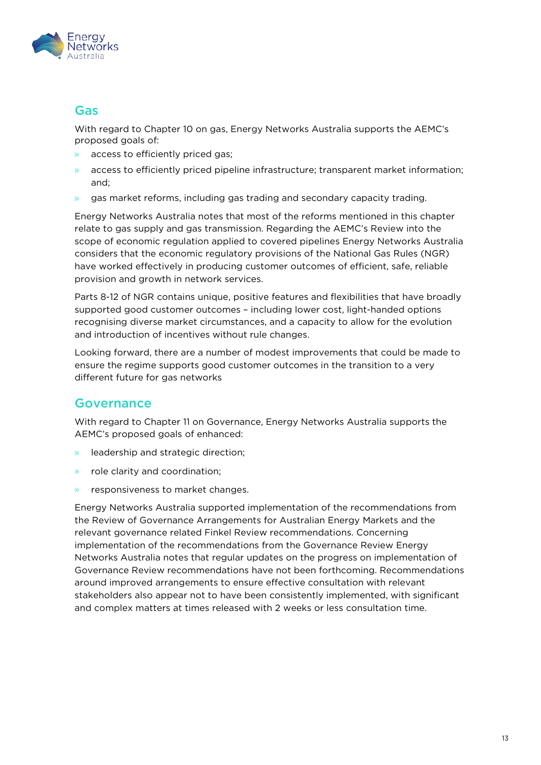## Gas

With regard to Chapter 10 on gas, Energy Networks Australia supports the AEMC's proposed goals of:

- access to efficiently priced gas;
- access to efficiently priced pipeline infrastructure; transparent market information; and;
- gas market reforms, including gas trading and secondary capacity trading.

Energy Networks Australia notes that most of the reforms mentioned in this chapter relate to gas supply and gas transmission. Regarding the AEMC's Review into the scope of economic regulation applied to covered pipelines Energy Networks Australia considers that the economic regulatory provisions of the National Gas Rules (NGR) have worked effectively in producing customer outcomes of efficient, safe, reliable provision and growth in network services.

Parts 8-12 of NGR contains unique, positive features and flexibilities that have broadly supported good customer outcomes – including lower cost, light-handed options recognising diverse market circumstances, and a capacity to allow for the evolution and introduction of incentives without rule changes.

Looking forward, there are a number of modest improvements that could be made to ensure the regime supports good customer outcomes in the transition to a very different future for gas networks

## Governance

With regard to Chapter 11 on Governance, Energy Networks Australia supports the AEMC's proposed goals of enhanced:

- leadership and strategic direction;
- role clarity and coordination;
- responsiveness to market changes.

Energy Networks Australia supported implementation of the recommendations from the Review of Governance Arrangements for Australian Energy Markets and the relevant governance related Finkel Review recommendations. Concerning implementation of the recommendations from the Governance Review Energy Networks Australia notes that regular updates on the progress on implementation of Governance Review recommendations have not been forthcoming. Recommendations around improved arrangements to ensure effective consultation with relevant stakeholders also appear not to have been consistently implemented, with significant and complex matters at times released with 2 weeks or less consultation time.